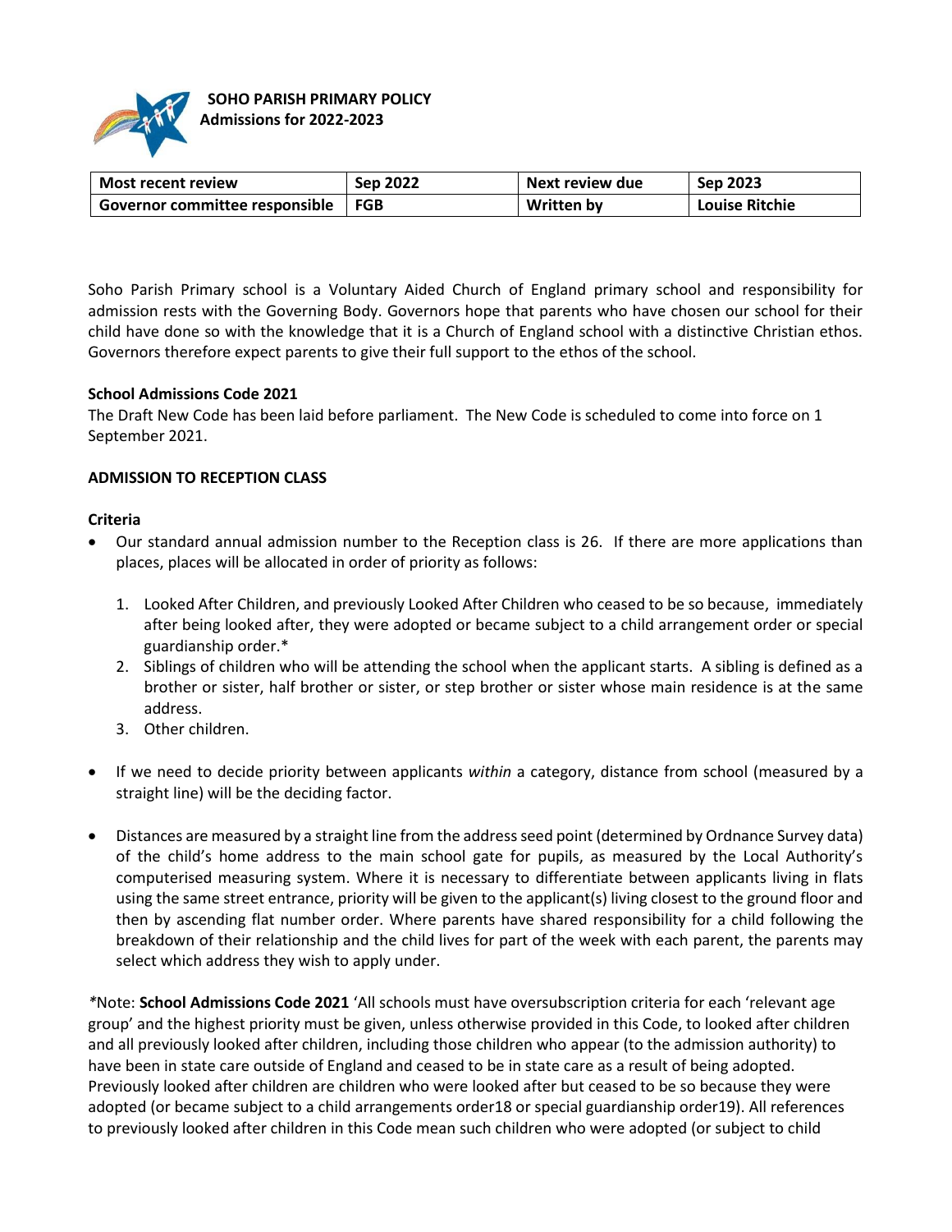**SOHO PARISH PRIMARY POLICY**
**Admissions for 2022-2023**

| Most recent review | Sep 2022 | Next review due | Sep 2023 |
|---|---|---|---|
| Governor committee responsible | FGB | Written by | Louise Ritchie |

Soho Parish Primary school is a Voluntary Aided Church of England primary school and responsibility for admission rests with the Governing Body. Governors hope that parents who have chosen our school for their child have done so with the knowledge that it is a Church of England school with a distinctive Christian ethos. Governors therefore expect parents to give their full support to the ethos of the school.

**School Admissions Code 2021**
The Draft New Code has been laid before parliament. The New Code is scheduled to come into force on 1 September 2021.

## ADMISSION TO RECEPTION CLASS

**Criteria**

- Our standard annual admission number to the Reception class is 26. If there are more applications than places, places will be allocated in order of priority as follows:
  1. Looked After Children, and previously Looked After Children who ceased to be so because, immediately after being looked after, they were adopted or became subject to a child arrangement order or special guardianship order.*
  2. Siblings of children who will be attending the school when the applicant starts. A sibling is defined as a brother or sister, half brother or sister, or step brother or sister whose main residence is at the same address.
  3. Other children.
- If we need to decide priority between applicants *within* a category, distance from school (measured by a straight line) will be the deciding factor.
- Distances are measured by a straight line from the address seed point (determined by Ordnance Survey data) of the child's home address to the main school gate for pupils, as measured by the Local Authority's computerised measuring system. Where it is necessary to differentiate between applicants living in flats using the same street entrance, priority will be given to the applicant(s) living closest to the ground floor and then by ascending flat number order. Where parents have shared responsibility for a child following the breakdown of their relationship and the child lives for part of the week with each parent, the parents may select which address they wish to apply under.

*Note: **School Admissions Code 2021** 'All schools must have oversubscription criteria for each 'relevant age group' and the highest priority must be given, unless otherwise provided in this Code, to looked after children and all previously looked after children, including those children who appear (to the admission authority) to have been in state care outside of England and ceased to be in state care as a result of being adopted. Previously looked after children are children who were looked after but ceased to be so because they were adopted (or became subject to a child arrangements order18 or special guardianship order19). All references to previously looked after children in this Code mean such children who were adopted (or subject to child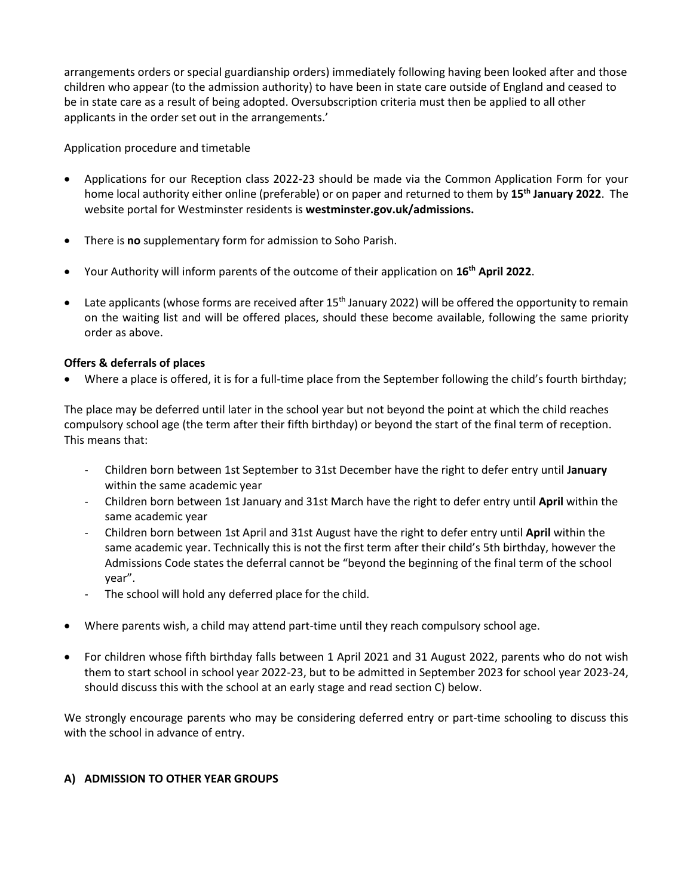arrangements orders or special guardianship orders) immediately following having been looked after and those children who appear (to the admission authority) to have been in state care outside of England and ceased to be in state care as a result of being adopted. Oversubscription criteria must then be applied to all other applicants in the order set out in the arrangements.'

Application procedure and timetable

- Applications for our Reception class 2022-23 should be made via the Common Application Form for your home local authority either online (preferable) or on paper and returned to them by **15th January 2022**. The website portal for Westminster residents is **westminster.gov.uk/admissions.**
- There is **no** supplementary form for admission to Soho Parish.
- Your Authority will inform parents of the outcome of their application on **16th April 2022**.
- Late applicants (whose forms are received after 15th January 2022) will be offered the opportunity to remain on the waiting list and will be offered places, should these become available, following the same priority order as above.

**Offers & deferrals of places**

- Where a place is offered, it is for a full-time place from the September following the child's fourth birthday;

The place may be deferred until later in the school year but not beyond the point at which the child reaches compulsory school age (the term after their fifth birthday) or beyond the start of the final term of reception. This means that:

- Children born between 1st September to 31st December have the right to defer entry until **January** within the same academic year
- Children born between 1st January and 31st March have the right to defer entry until **April** within the same academic year
- Children born between 1st April and 31st August have the right to defer entry until **April** within the same academic year. Technically this is not the first term after their child's 5th birthday, however the Admissions Code states the deferral cannot be "beyond the beginning of the final term of the school year".
- The school will hold any deferred place for the child.

- Where parents wish, a child may attend part-time until they reach compulsory school age.
- For children whose fifth birthday falls between 1 April 2021 and 31 August 2022, parents who do not wish them to start school in school year 2022-23, but to be admitted in September 2023 for school year 2023-24, should discuss this with the school at an early stage and read section C) below.

We strongly encourage parents who may be considering deferred entry or part-time schooling to discuss this with the school in advance of entry.

## A) ADMISSION TO OTHER YEAR GROUPS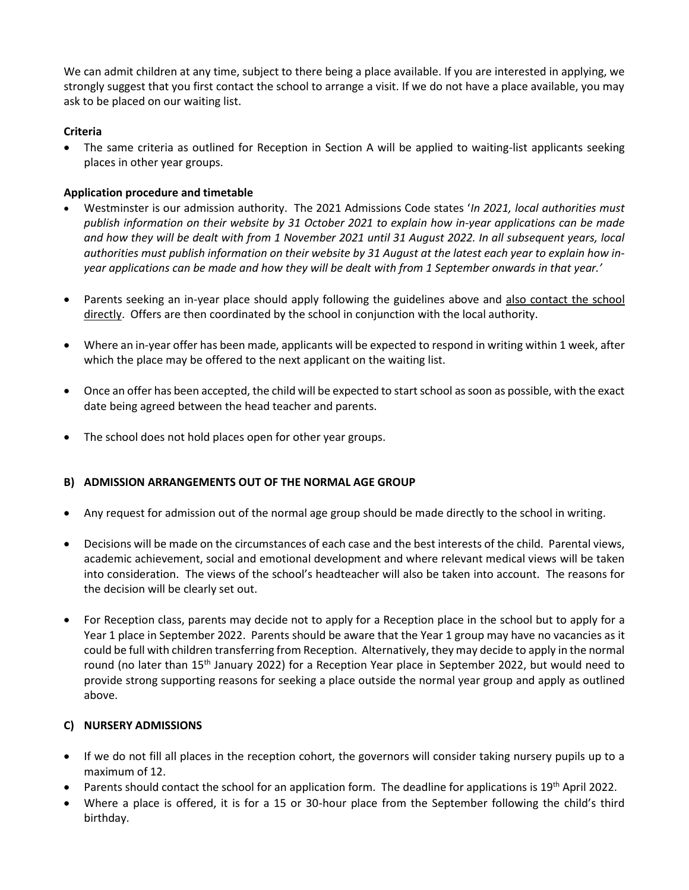We can admit children at any time, subject to there being a place available. If you are interested in applying, we strongly suggest that you first contact the school to arrange a visit. If we do not have a place available, you may ask to be placed on our waiting list.

**Criteria**

- The same criteria as outlined for Reception in Section A will be applied to waiting-list applicants seeking places in other year groups.

**Application procedure and timetable**

- Westminster is our admission authority. The 2021 Admissions Code states '*In 2021, local authorities must publish information on their website by 31 October 2021 to explain how in-year applications can be made and how they will be dealt with from 1 November 2021 until 31 August 2022. In all subsequent years, local authorities must publish information on their website by 31 August at the latest each year to explain how in-year applications can be made and how they will be dealt with from 1 September onwards in that year.'*

- Parents seeking an in-year place should apply following the guidelines above and <u>also contact the school directly</u>. Offers are then coordinated by the school in conjunction with the local authority.

- Where an in-year offer has been made, applicants will be expected to respond in writing within 1 week, after which the place may be offered to the next applicant on the waiting list.

- Once an offer has been accepted, the child will be expected to start school as soon as possible, with the exact date being agreed between the head teacher and parents.

- The school does not hold places open for other year groups.

## B) ADMISSION ARRANGEMENTS OUT OF THE NORMAL AGE GROUP

- Any request for admission out of the normal age group should be made directly to the school in writing.

- Decisions will be made on the circumstances of each case and the best interests of the child. Parental views, academic achievement, social and emotional development and where relevant medical views will be taken into consideration. The views of the school's headteacher will also be taken into account. The reasons for the decision will be clearly set out.

- For Reception class, parents may decide not to apply for a Reception place in the school but to apply for a Year 1 place in September 2022. Parents should be aware that the Year 1 group may have no vacancies as it could be full with children transferring from Reception. Alternatively, they may decide to apply in the normal round (no later than 15th January 2022) for a Reception Year place in September 2022, but would need to provide strong supporting reasons for seeking a place outside the normal year group and apply as outlined above.

## C) NURSERY ADMISSIONS

- If we do not fill all places in the reception cohort, the governors will consider taking nursery pupils up to a maximum of 12.
- Parents should contact the school for an application form. The deadline for applications is 19th April 2022.
- Where a place is offered, it is for a 15 or 30-hour place from the September following the child's third birthday.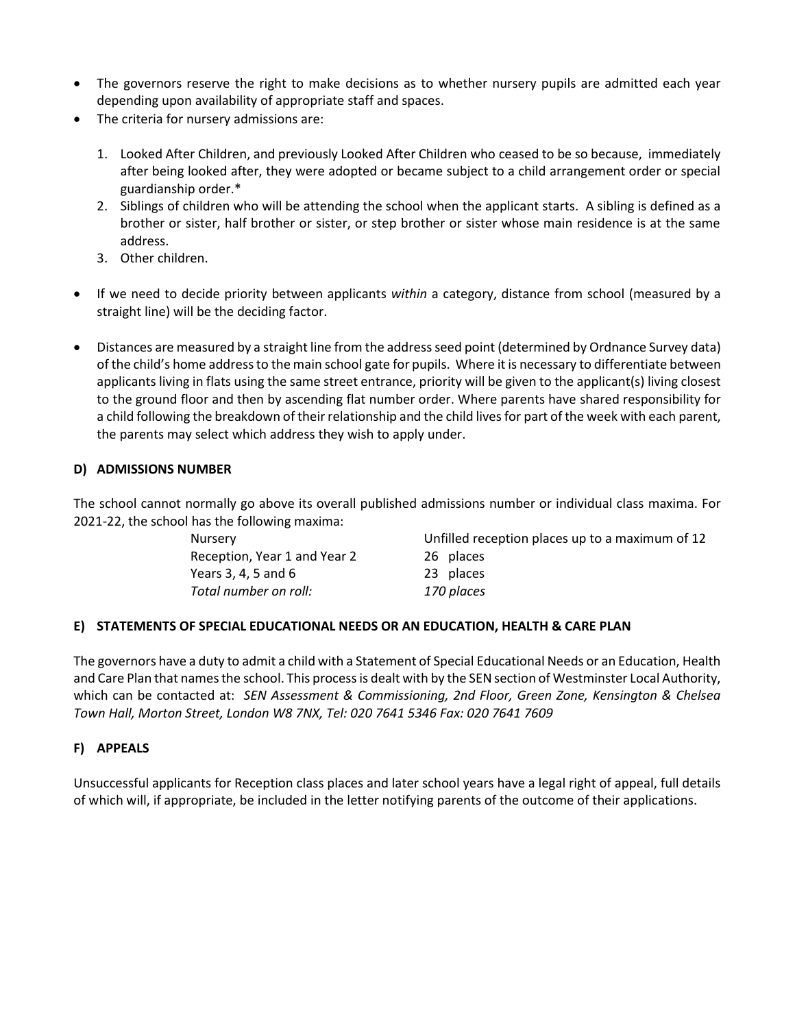- The governors reserve the right to make decisions as to whether nursery pupils are admitted each year depending upon availability of appropriate staff and spaces.
- The criteria for nursery admissions are:

  1. Looked After Children, and previously Looked After Children who ceased to be so because, immediately after being looked after, they were adopted or became subject to a child arrangement order or special guardianship order.*
  2. Siblings of children who will be attending the school when the applicant starts. A sibling is defined as a brother or sister, half brother or sister, or step brother or sister whose main residence is at the same address.
  3. Other children.

- If we need to decide priority between applicants *within* a category, distance from school (measured by a straight line) will be the deciding factor.

- Distances are measured by a straight line from the address seed point (determined by Ordnance Survey data) of the child's home address to the main school gate for pupils. Where it is necessary to differentiate between applicants living in flats using the same street entrance, priority will be given to the applicant(s) living closest to the ground floor and then by ascending flat number order. Where parents have shared responsibility for a child following the breakdown of their relationship and the child lives for part of the week with each parent, the parents may select which address they wish to apply under.

## D) ADMISSIONS NUMBER

The school cannot normally go above its overall published admissions number or individual class maxima. For 2021-22, the school has the following maxima:

| | |
|---|---|
| Nursery | Unfilled reception places up to a maximum of 12 |
| Reception, Year 1 and Year 2 | 26 places |
| Years 3, 4, 5 and 6 | 23 places |
| *Total number on roll:* | *170 places* |

## E) STATEMENTS OF SPECIAL EDUCATIONAL NEEDS OR AN EDUCATION, HEALTH & CARE PLAN

The governors have a duty to admit a child with a Statement of Special Educational Needs or an Education, Health and Care Plan that names the school. This process is dealt with by the SEN section of Westminster Local Authority, which can be contacted at: *SEN Assessment & Commissioning, 2nd Floor, Green Zone, Kensington & Chelsea Town Hall, Morton Street, London W8 7NX, Tel: 020 7641 5346 Fax: 020 7641 7609*

## F) APPEALS

Unsuccessful applicants for Reception class places and later school years have a legal right of appeal, full details of which will, if appropriate, be included in the letter notifying parents of the outcome of their applications.